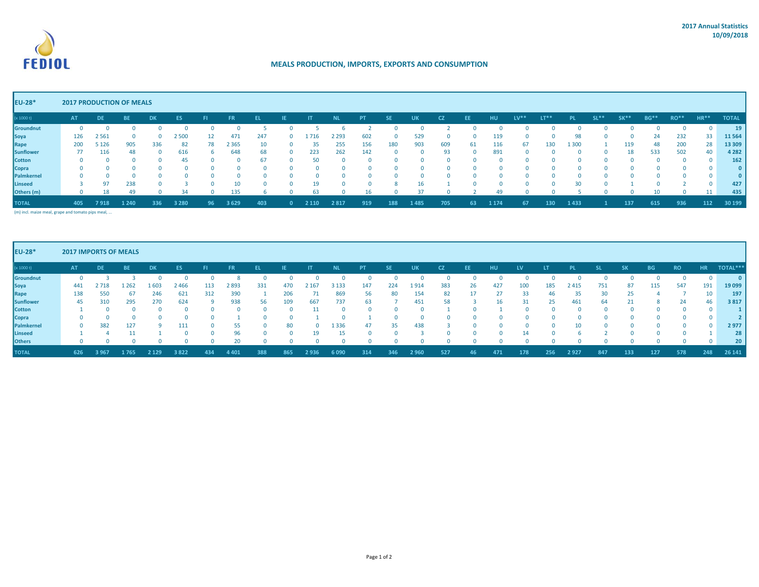FEDIOL

**2017 Annual Statistics**
**10/09/2018**

## MEALS PRODUCTION, IMPORTS, EXPORTS AND CONSUMPTION

| EU-28* | 2017 PRODUCTION OF MEALS | | | | | | | | | | | | | | | | | | | | | | | | | | | | |
|---|---|---|---|---|---|---|---|---|---|---|---|---|---|---|---|---|---|---|---|---|---|---|---|---|---|---|---|---|---|
| (x 1000 t) | AT | DE | BE | DK | ES | FI | FR | EL | IE | IT | NL | PT | SE | UK | CZ | EE | HU | LV** | LT** | PL | SL** | SK** | BG** | RO** | HR** | TOTAL |
| Groundnut | 0 | 0 | 0 | 0 | 0 | 0 | 0 | 5 | 0 | 5 | 6 | 2 | 0 | 0 | 2 | 0 | 0 | 0 | 0 | 0 | 0 | 0 | 0 | 0 | 0 | 19 |
| Soya | 126 | 2 561 | 0 | 0 | 2 500 | 12 | 471 | 247 | 0 | 1 716 | 2 293 | 602 | 0 | 529 | 0 | 0 | 119 | 0 | 0 | 98 | 0 | 0 | 24 | 232 | 33 | 11 564 |
| Rape | 200 | 5 126 | 905 | 336 | 82 | 78 | 2 365 | 10 | 0 | 35 | 255 | 156 | 180 | 903 | 609 | 61 | 116 | 67 | 130 | 1 300 | 1 | 119 | 48 | 200 | 28 | 13 309 |
| Sunflower | 77 | 116 | 48 | 0 | 616 | 6 | 648 | 68 | 0 | 223 | 262 | 142 | 0 | 0 | 93 | 0 | 891 | 0 | 0 | 0 | 0 | 18 | 533 | 502 | 40 | 4 282 |
| Cotton | 0 | 0 | 0 | 0 | 45 | 0 | 0 | 67 | 0 | 50 | 0 | 0 | 0 | 0 | 0 | 0 | 0 | 0 | 0 | 0 | 0 | 0 | 0 | 0 | 0 | 162 |
| Copra | 0 | 0 | 0 | 0 | 0 | 0 | 0 | 0 | 0 | 0 | 0 | 0 | 0 | 0 | 0 | 0 | 0 | 0 | 0 | 0 | 0 | 0 | 0 | 0 | 0 | 0 |
| Palmkernel | 0 | 0 | 0 | 0 | 0 | 0 | 0 | 0 | 0 | 0 | 0 | 0 | 0 | 0 | 0 | 0 | 0 | 0 | 0 | 0 | 0 | 0 | 0 | 0 | 0 | 0 |
| Linseed | 3 | 97 | 238 | 0 | 3 | 0 | 10 | 0 | 0 | 19 | 0 | 0 | 8 | 16 | 1 | 0 | 0 | 0 | 0 | 30 | 0 | 1 | 0 | 2 | 0 | 427 |
| Others (m) | 0 | 18 | 49 | 0 | 34 | 0 | 135 | 6 | 0 | 63 | 0 | 16 | 0 | 37 | 0 | 2 | 49 | 0 | 0 | 5 | 0 | 0 | 10 | 0 | 11 | 435 |
| TOTAL | 405 | 7 918 | 1 240 | 336 | 3 280 | 96 | 3 629 | 403 | 0 | 2 110 | 2 817 | 919 | 188 | 1 485 | 705 | 63 | 1 174 | 67 | 130 | 1 433 | 1 | 137 | 615 | 936 | 112 | 30 199 |

(m) incl. maize meal, grape and tomato pips meal, ...

| EU-28* | 2017 IMPORTS OF MEALS | | | | | | | | | | | | | | | | | | | | | | | | | | | | |
|---|---|---|---|---|---|---|---|---|---|---|---|---|---|---|---|---|---|---|---|---|---|---|---|---|---|---|---|---|---|
| (x 1000 t) | AT | DE | BE | DK | ES | FI | FR | EL | IE | IT | NL | PT | SE | UK | CZ | EE | HU | LV | LT | PL | SL | SK | BG | RO | HR | TOTAL*** |
| Groundnut | 0 | 3 | 3 | 0 | 0 | 0 | 8 | 0 | 0 | 0 | 0 | 0 | 0 | 0 | 0 | 0 | 0 | 0 | 0 | 0 | 0 | 0 | 0 | 0 | 0 | 0 |
| Soya | 441 | 2 718 | 1 262 | 1 603 | 2 466 | 113 | 2 893 | 331 | 470 | 2 167 | 3 133 | 147 | 224 | 1 914 | 383 | 26 | 427 | 100 | 185 | 2 415 | 751 | 87 | 115 | 547 | 191 | 19 099 |
| Rape | 138 | 550 | 67 | 246 | 621 | 312 | 390 | 1 | 206 | 71 | 869 | 56 | 80 | 154 | 82 | 17 | 27 | 33 | 46 | 35 | 30 | 25 | 4 | 7 | 10 | 197 |
| Sunflower | 45 | 310 | 295 | 270 | 624 | 9 | 938 | 56 | 109 | 667 | 737 | 63 | 7 | 451 | 58 | 3 | 16 | 31 | 25 | 461 | 64 | 21 | 8 | 24 | 46 | 3 817 |
| Cotton | 1 | 0 | 0 | 0 | 0 | 0 | 0 | 0 | 0 | 11 | 0 | 0 | 0 | 0 | 1 | 0 | 1 | 0 | 0 | 0 | 0 | 0 | 0 | 0 | 0 | 1 |
| Copra | 0 | 0 | 0 | 0 | 0 | 0 | 1 | 0 | 0 | 1 | 0 | 1 | 0 | 0 | 0 | 0 | 0 | 0 | 0 | 0 | 0 | 0 | 0 | 0 | 0 | 2 |
| Palmkernel | 0 | 382 | 127 | 9 | 111 | 0 | 55 | 0 | 80 | 0 | 1 336 | 47 | 35 | 438 | 3 | 0 | 0 | 0 | 0 | 10 | 0 | 0 | 0 | 0 | 0 | 2 977 |
| Linseed | 1 | 4 | 11 | 1 | 0 | 0 | 96 | 0 | 0 | 19 | 15 | 0 | 0 | 3 | 0 | 0 | 0 | 14 | 0 | 6 | 2 | 0 | 0 | 0 | 1 | 28 |
| Others | 0 | 0 | 0 | 0 | 0 | 0 | 20 | 0 | 0 | 0 | 0 | 0 | 0 | 0 | 0 | 0 | 0 | 0 | 0 | 0 | 0 | 0 | 0 | 0 | 0 | 20 |
| TOTAL | 626 | 3 967 | 1 765 | 2 129 | 3 822 | 434 | 4 401 | 388 | 865 | 2 936 | 6 090 | 314 | 346 | 2 960 | 527 | 46 | 471 | 178 | 256 | 2 927 | 847 | 133 | 127 | 578 | 248 | 26 141 |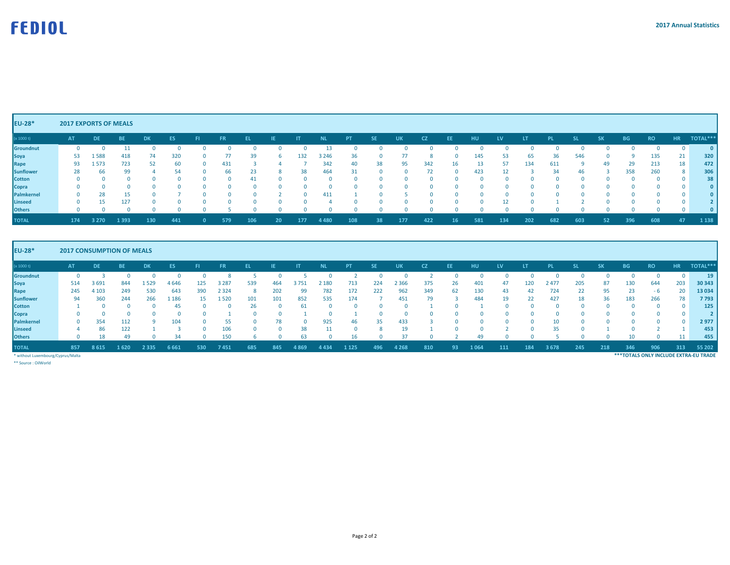FEDIOL

2017 Annual Statistics

| EU-28* | 2017 EXPORTS OF MEALS | | | | | | | | | | | | | | | | | | | | | | | | | |
|---|---|---|---|---|---|---|---|---|---|---|---|---|---|---|---|---|---|---|---|---|---|---|---|---|---|---|
| (x 1000 t) | AT | DE | BE | DK | ES | FI | FR | EL | IE | IT | NL | PT | SE | UK | CZ | EE | HU | LV | LT | PL | SL | SK | BG | RO | HR | TOTAL*** |
| Groundnut | 0 | 0 | 11 | 0 | 0 | 0 | 0 | 0 | 0 | 0 | 13 | 0 | 0 | 0 | 0 | 0 | 0 | 0 | 0 | 0 | 0 | 0 | 0 | 0 | 0 | 0 |
| Soya | 53 | 1 588 | 418 | 74 | 320 | 0 | 77 | 39 | 6 | 132 | 3 246 | 36 | 0 | 77 | 8 | 0 | 145 | 53 | 65 | 36 | 546 | 0 | 9 | 135 | 21 | 320 |
| Rape | 93 | 1 573 | 723 | 52 | 60 | 0 | 431 | 3 | 4 | 7 | 342 | 40 | 38 | 95 | 342 | 16 | 13 | 57 | 134 | 611 | 9 | 49 | 29 | 213 | 18 | 472 |
| Sunflower | 28 | 66 | 99 | 4 | 54 | 0 | 66 | 23 | 8 | 38 | 464 | 31 | 0 | 0 | 72 | 0 | 423 | 12 | 3 | 34 | 46 | 3 | 358 | 260 | 8 | 306 |
| Cotton | 0 | 0 | 0 | 0 | 0 | 0 | 0 | 41 | 0 | 0 | 0 | 0 | 0 | 0 | 0 | 0 | 0 | 0 | 0 | 0 | 0 | 0 | 0 | 0 | 0 | 38 |
| Copra | 0 | 0 | 0 | 0 | 0 | 0 | 0 | 0 | 0 | 0 | 0 | 0 | 0 | 0 | 0 | 0 | 0 | 0 | 0 | 0 | 0 | 0 | 0 | 0 | 0 | 0 |
| Palmkernel | 0 | 28 | 15 | 0 | 7 | 0 | 0 | 0 | 2 | 0 | 411 | 1 | 0 | 5 | 0 | 0 | 0 | 0 | 0 | 0 | 0 | 0 | 0 | 0 | 0 | 0 |
| Linseed | 0 | 15 | 127 | 0 | 0 | 0 | 0 | 0 | 0 | 0 | 4 | 0 | 0 | 0 | 0 | 0 | 0 | 12 | 0 | 1 | 2 | 0 | 0 | 0 | 0 | 2 |
| Others | 0 | 0 | 0 | 0 | 0 | 0 | 5 | 0 | 0 | 0 | 0 | 0 | 0 | 0 | 0 | 0 | 0 | 0 | 0 | 0 | 0 | 0 | 0 | 0 | 0 | 0 |
| TOTAL | 174 | 3 270 | 1 393 | 130 | 441 | 0 | 579 | 106 | 20 | 177 | 4 480 | 108 | 38 | 177 | 422 | 16 | 581 | 134 | 202 | 682 | 603 | 52 | 396 | 608 | 47 | 1 138 |

| EU-28* | 2017 CONSUMPTION OF MEALS | | | | | | | | | | | | | | | | | | | | | | | | | |
|---|---|---|---|---|---|---|---|---|---|---|---|---|---|---|---|---|---|---|---|---|---|---|---|---|---|---|
| (x 1000 t) | AT | DE | BE | DK | ES | FI | FR | EL | IE | IT | NL | PT | SE | UK | CZ | EE | HU | LV | LT | PL | SL | SK | BG | RO | HR | TOTAL*** |
| Groundnut | 0 | 3 | 0 | 0 | 0 | 0 | 8 | 5 | 0 | 5 | 0 | 2 | 0 | 0 | 2 | 0 | 0 | 0 | 0 | 0 | 0 | 0 | 0 | 0 | 0 | 19 |
| Soya | 514 | 3 691 | 844 | 1 529 | 4 646 | 125 | 3 287 | 539 | 464 | 3 751 | 2 180 | 713 | 224 | 2 366 | 375 | 26 | 401 | 47 | 120 | 2 477 | 205 | 87 | 130 | 644 | 203 | 30 343 |
| Rape | 245 | 4 103 | 249 | 530 | 643 | 390 | 2 324 | 8 | 202 | 99 | 782 | 172 | 222 | 962 | 349 | 62 | 130 | 43 | 42 | 724 | 22 | 95 | 23 | - 6 | 20 | 13 034 |
| Sunflower | 94 | 360 | 244 | 266 | 1 186 | 15 | 1 520 | 101 | 101 | 852 | 535 | 174 | 7 | 451 | 79 | 3 | 484 | 19 | 22 | 427 | 18 | 36 | 183 | 266 | 78 | 7 793 |
| Cotton | 1 | 0 | 0 | 0 | 45 | 0 | 0 | 26 | 0 | 61 | 0 | 0 | 0 | 0 | 1 | 0 | 1 | 0 | 0 | 0 | 0 | 0 | 0 | 0 | 0 | 125 |
| Copra | 0 | 0 | 0 | 0 | 0 | 0 | 1 | 0 | 0 | 1 | 0 | 1 | 0 | 0 | 0 | 0 | 0 | 0 | 0 | 0 | 0 | 0 | 0 | 0 | 0 | 2 |
| Palmkernel | 0 | 354 | 112 | 9 | 104 | 0 | 55 | 0 | 78 | 0 | 925 | 46 | 35 | 433 | 3 | 0 | 0 | 0 | 0 | 10 | 0 | 0 | 0 | 0 | 0 | 2 977 |
| Linseed | 4 | 86 | 122 | 1 | 3 | 0 | 106 | 0 | 0 | 38 | 11 | 0 | 8 | 19 | 1 | 0 | 0 | 2 | 0 | 35 | 0 | 1 | 0 | 2 | 1 | 453 |
| Others | 0 | 18 | 49 | 0 | 34 | 0 | 150 | 6 | 0 | 63 | 0 | 16 | 0 | 37 | 0 | 2 | 49 | 0 | 0 | 5 | 0 | 0 | 10 | 0 | 11 | 455 |
| TOTAL | 857 | 8 615 | 1 620 | 2 335 | 6 661 | 530 | 7 451 | 685 | 845 | 4 869 | 4 434 | 1 125 | 496 | 4 268 | 810 | 93 | 1 064 | 111 | 184 | 3 678 | 245 | 218 | 346 | 906 | 313 | 55 202 |

* without Luxembourg/Cyprus/Malta

** Source : OilWorld

***TOTALS ONLY INCLUDE EXTRA-EU TRADE